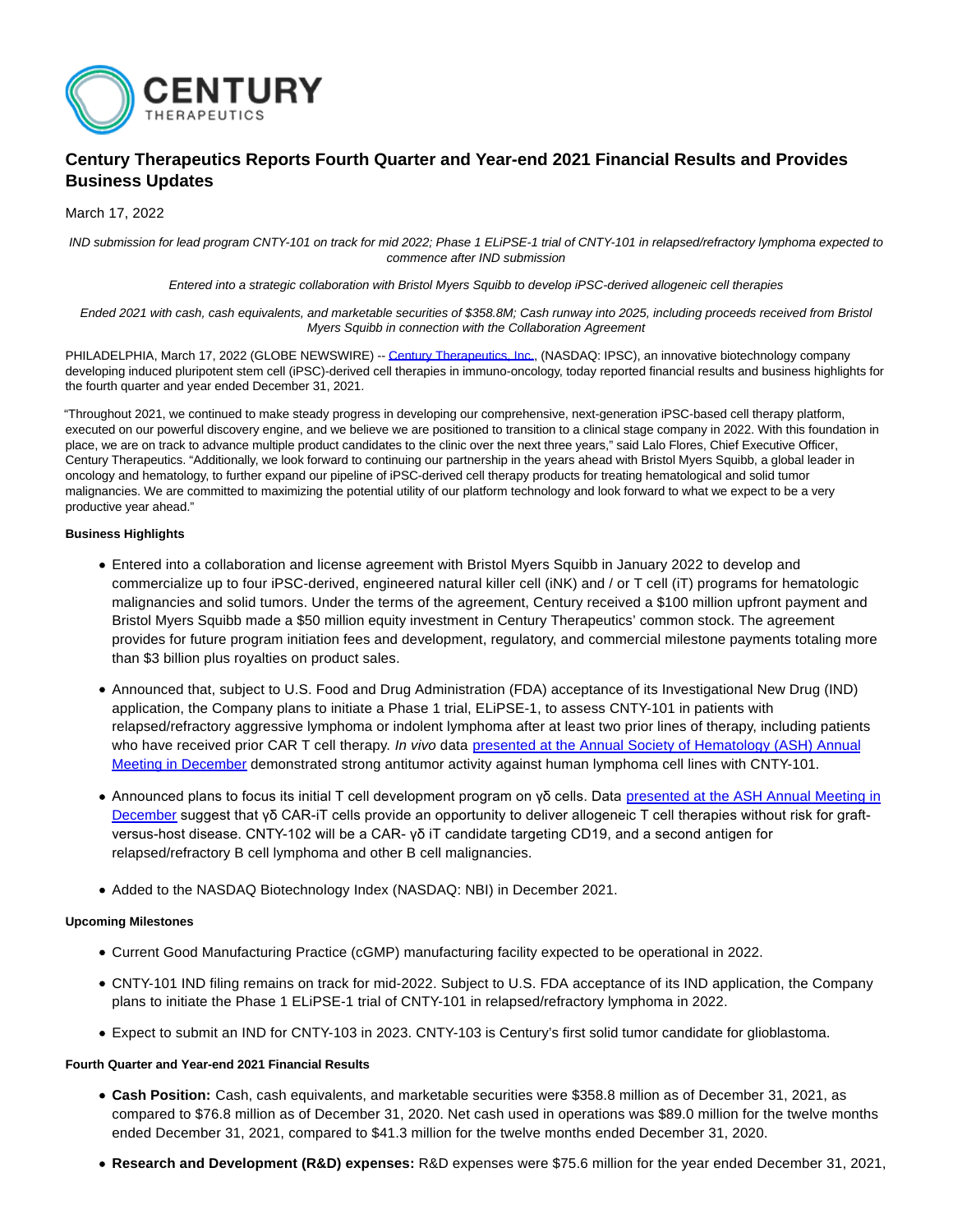# Century Therapeutics Reports Fourth Quarter and Year-end 2021 Financial Results and Provides Business Updates

March 17, 2022

*IND submission for lead program CNTY-101 on track for mid 2022; Phase 1 ELiPSE-1 trial of CNTY-101 in relapsed/refractory lymphoma expected to commence after IND submission*

*Entered into a strategic collaboration with Bristol Myers Squibb to develop iPSC-derived allogeneic cell therapies*

*Ended 2021 with cash, cash equivalents, and marketable securities of $358.8M; Cash runway into 2025, including proceeds received from Bristol Myers Squibb in connection with the Collaboration Agreement*

PHILADELPHIA, March 17, 2022 (GLOBE NEWSWIRE) -- Century Therapeutics, Inc., (NASDAQ: IPSC), an innovative biotechnology company developing induced pluripotent stem cell (iPSC)-derived cell therapies in immuno-oncology, today reported financial results and business highlights for the fourth quarter and year ended December 31, 2021.

"Throughout 2021, we continued to make steady progress in developing our comprehensive, next-generation iPSC-based cell therapy platform, executed on our powerful discovery engine, and we believe we are positioned to transition to a clinical stage company in 2022. With this foundation in place, we are on track to advance multiple product candidates to the clinic over the next three years," said Lalo Flores, Chief Executive Officer, Century Therapeutics. "Additionally, we look forward to continuing our partnership in the years ahead with Bristol Myers Squibb, a global leader in oncology and hematology, to further expand our pipeline of iPSC-derived cell therapy products for treating hematological and solid tumor malignancies. We are committed to maximizing the potential utility of our platform technology and look forward to what we expect to be a very productive year ahead."

**Business Highlights**

- Entered into a collaboration and license agreement with Bristol Myers Squibb in January 2022 to develop and commercialize up to four iPSC-derived, engineered natural killer cell (iNK) and / or T cell (iT) programs for hematologic malignancies and solid tumors. Under the terms of the agreement, Century received a $100 million upfront payment and Bristol Myers Squibb made a $50 million equity investment in Century Therapeutics' common stock. The agreement provides for future program initiation fees and development, regulatory, and commercial milestone payments totaling more than $3 billion plus royalties on product sales.
- Announced that, subject to U.S. Food and Drug Administration (FDA) acceptance of its Investigational New Drug (IND) application, the Company plans to initiate a Phase 1 trial, ELiPSE-1, to assess CNTY-101 in patients with relapsed/refractory aggressive lymphoma or indolent lymphoma after at least two prior lines of therapy, including patients who have received prior CAR T cell therapy. *In vivo* data presented at the Annual Society of Hematology (ASH) Annual Meeting in December demonstrated strong antitumor activity against human lymphoma cell lines with CNTY-101.
- Announced plans to focus its initial T cell development program on γδ cells. Data presented at the ASH Annual Meeting in December suggest that γδ CAR-iT cells provide an opportunity to deliver allogeneic T cell therapies without risk for graft-versus-host disease. CNTY-102 will be a CAR- γδ iT candidate targeting CD19, and a second antigen for relapsed/refractory B cell lymphoma and other B cell malignancies.
- Added to the NASDAQ Biotechnology Index (NASDAQ: NBI) in December 2021.

**Upcoming Milestones**

- Current Good Manufacturing Practice (cGMP) manufacturing facility expected to be operational in 2022.
- CNTY-101 IND filing remains on track for mid-2022. Subject to U.S. FDA acceptance of its IND application, the Company plans to initiate the Phase 1 ELiPSE-1 trial of CNTY-101 in relapsed/refractory lymphoma in 2022.
- Expect to submit an IND for CNTY-103 in 2023. CNTY-103 is Century's first solid tumor candidate for glioblastoma.

**Fourth Quarter and Year-end 2021 Financial Results**

- **Cash Position:** Cash, cash equivalents, and marketable securities were $358.8 million as of December 31, 2021, as compared to $76.8 million as of December 31, 2020. Net cash used in operations was $89.0 million for the twelve months ended December 31, 2021, compared to $41.3 million for the twelve months ended December 31, 2020.
- **Research and Development (R&D) expenses:** R&D expenses were $75.6 million for the year ended December 31, 2021,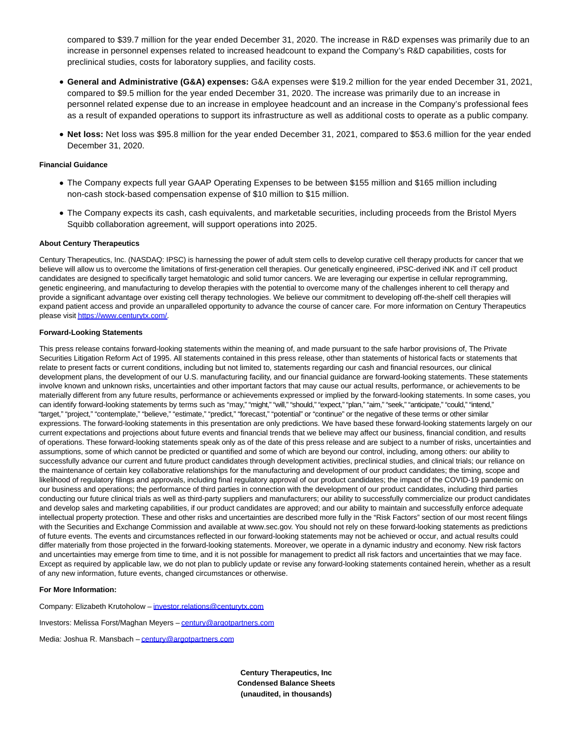compared to $39.7 million for the year ended December 31, 2020. The increase in R&D expenses was primarily due to an increase in personnel expenses related to increased headcount to expand the Company's R&D capabilities, costs for preclinical studies, costs for laboratory supplies, and facility costs.

- **General and Administrative (G&A) expenses:** G&A expenses were $19.2 million for the year ended December 31, 2021, compared to $9.5 million for the year ended December 31, 2020. The increase was primarily due to an increase in personnel related expense due to an increase in employee headcount and an increase in the Company's professional fees as a result of expanded operations to support its infrastructure as well as additional costs to operate as a public company.
- **Net loss:** Net loss was $95.8 million for the year ended December 31, 2021, compared to $53.6 million for the year ended December 31, 2020.

**Financial Guidance**

- The Company expects full year GAAP Operating Expenses to be between $155 million and $165 million including non-cash stock-based compensation expense of $10 million to $15 million.
- The Company expects its cash, cash equivalents, and marketable securities, including proceeds from the Bristol Myers Squibb collaboration agreement, will support operations into 2025.

**About Century Therapeutics**

Century Therapeutics, Inc. (NASDAQ: IPSC) is harnessing the power of adult stem cells to develop curative cell therapy products for cancer that we believe will allow us to overcome the limitations of first-generation cell therapies. Our genetically engineered, iPSC-derived iNK and iT cell product candidates are designed to specifically target hematologic and solid tumor cancers. We are leveraging our expertise in cellular reprogramming, genetic engineering, and manufacturing to develop therapies with the potential to overcome many of the challenges inherent to cell therapy and provide a significant advantage over existing cell therapy technologies. We believe our commitment to developing off-the-shelf cell therapies will expand patient access and provide an unparalleled opportunity to advance the course of cancer care. For more information on Century Therapeutics please visit https://www.centurytx.com/.

**Forward-Looking Statements**

This press release contains forward-looking statements within the meaning of, and made pursuant to the safe harbor provisions of, The Private Securities Litigation Reform Act of 1995. All statements contained in this press release, other than statements of historical facts or statements that relate to present facts or current conditions, including but not limited to, statements regarding our cash and financial resources, our clinical development plans, the development of our U.S. manufacturing facility, and our financial guidance are forward-looking statements. These statements involve known and unknown risks, uncertainties and other important factors that may cause our actual results, performance, or achievements to be materially different from any future results, performance or achievements expressed or implied by the forward-looking statements. In some cases, you can identify forward-looking statements by terms such as "may," "might," "will," "should," "expect," "plan," "aim," "seek," "anticipate," "could," "intend," "target," "project," "contemplate," "believe," "estimate," "predict," "forecast," "potential" or "continue" or the negative of these terms or other similar expressions. The forward-looking statements in this presentation are only predictions. We have based these forward-looking statements largely on our current expectations and projections about future events and financial trends that we believe may affect our business, financial condition, and results of operations. These forward-looking statements speak only as of the date of this press release and are subject to a number of risks, uncertainties and assumptions, some of which cannot be predicted or quantified and some of which are beyond our control, including, among others: our ability to successfully advance our current and future product candidates through development activities, preclinical studies, and clinical trials; our reliance on the maintenance of certain key collaborative relationships for the manufacturing and development of our product candidates; the timing, scope and likelihood of regulatory filings and approvals, including final regulatory approval of our product candidates; the impact of the COVID-19 pandemic on our business and operations; the performance of third parties in connection with the development of our product candidates, including third parties conducting our future clinical trials as well as third-party suppliers and manufacturers; our ability to successfully commercialize our product candidates and develop sales and marketing capabilities, if our product candidates are approved; and our ability to maintain and successfully enforce adequate intellectual property protection. These and other risks and uncertainties are described more fully in the "Risk Factors" section of our most recent filings with the Securities and Exchange Commission and available at www.sec.gov. You should not rely on these forward-looking statements as predictions of future events. The events and circumstances reflected in our forward-looking statements may not be achieved or occur, and actual results could differ materially from those projected in the forward-looking statements. Moreover, we operate in a dynamic industry and economy. New risk factors and uncertainties may emerge from time to time, and it is not possible for management to predict all risk factors and uncertainties that we may face. Except as required by applicable law, we do not plan to publicly update or revise any forward-looking statements contained herein, whether as a result of any new information, future events, changed circumstances or otherwise.

**For More Information:**

Company: Elizabeth Krutoholow – investor.relations@centurytx.com

Investors: Melissa Forst/Maghan Meyers – century@argotpartners.com

Media: Joshua R. Mansbach – century@argotpartners.com

**Century Therapeutics, Inc**
**Condensed Balance Sheets**
**(unaudited, in thousands)**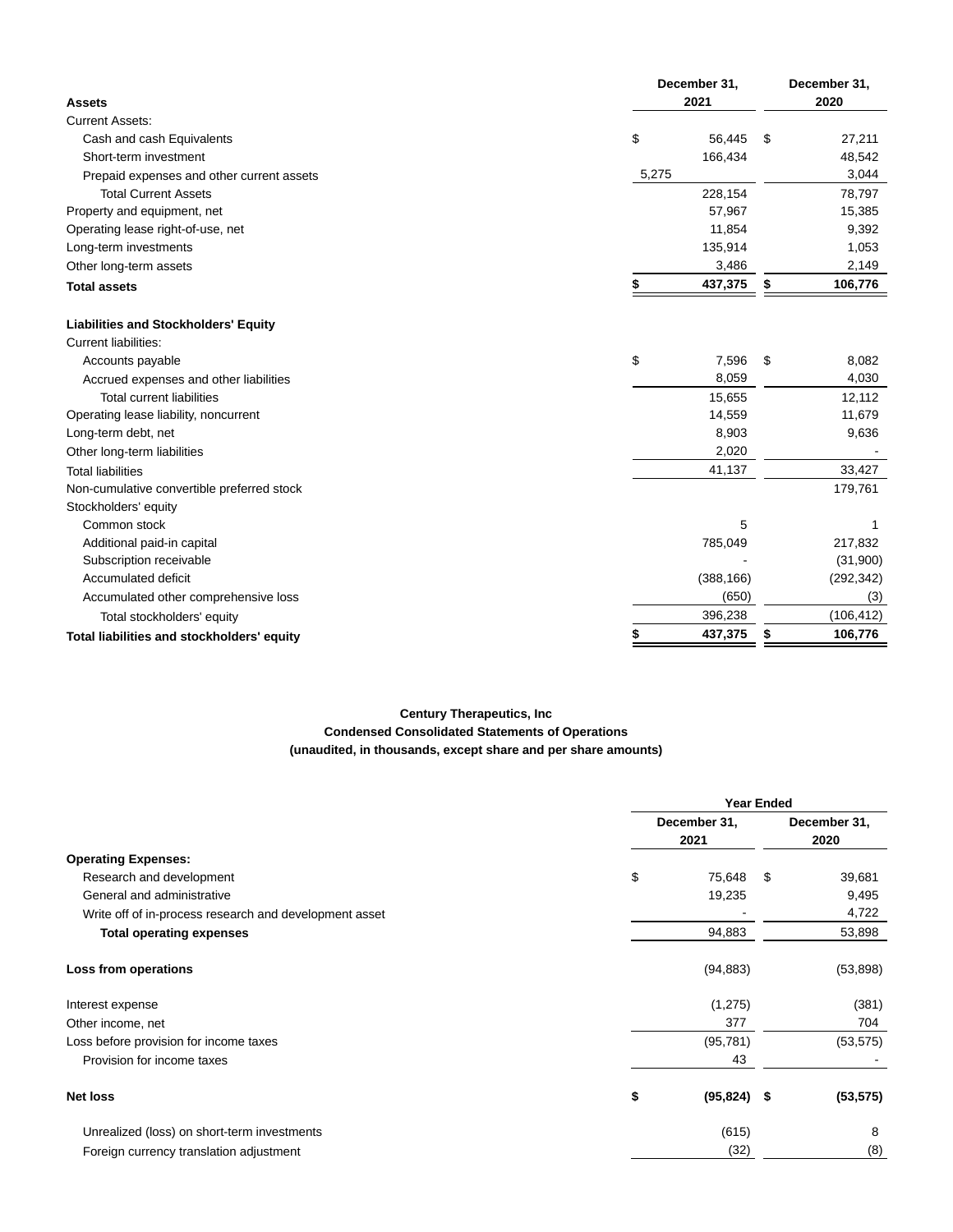| Assets | December 31, 2021 | December 31, 2020 |
|---|---|---|
| Current Assets: | | |
| Cash and cash Equivalents | $ 56,445 | $ 27,211 |
| Short-term investment | 166,434 | 48,542 |
| Prepaid expenses and other current assets | 5,275 | 3,044 |
| Total Current Assets | 228,154 | 78,797 |
| Property and equipment, net | 57,967 | 15,385 |
| Operating lease right-of-use, net | 11,854 | 9,392 |
| Long-term investments | 135,914 | 1,053 |
| Other long-term assets | 3,486 | 2,149 |
| **Total assets** | **$ 437,375** | **$ 106,776** |
| | | |
| **Liabilities and Stockholders' Equity** | | |
| Current liabilities: | | |
| Accounts payable | $ 7,596 | $ 8,082 |
| Accrued expenses and other liabilities | 8,059 | 4,030 |
| Total current liabilities | 15,655 | 12,112 |
| Operating lease liability, noncurrent | 14,559 | 11,679 |
| Long-term debt, net | 8,903 | 9,636 |
| Other long-term liabilities | 2,020 | - |
| Total liabilities | 41,137 | 33,427 |
| Non-cumulative convertible preferred stock | | 179,761 |
| Stockholders' equity | | |
| Common stock | 5 | 1 |
| Additional paid-in capital | 785,049 | 217,832 |
| Subscription receivable | - | (31,900) |
| Accumulated deficit | (388,166) | (292,342) |
| Accumulated other comprehensive loss | (650) | (3) |
| Total stockholders' equity | 396,238 | (106,412) |
| **Total liabilities and stockholders' equity** | **$ 437,375** | **$ 106,776** |

**Century Therapeutics, Inc**
**Condensed Consolidated Statements of Operations**
**(unaudited, in thousands, except share and per share amounts)**

| | Year Ended | |
|---|---|---|
| | December 31, 2021 | December 31, 2020 |
| **Operating Expenses:** | | |
| Research and development | $ 75,648 | $ 39,681 |
| General and administrative | 19,235 | 9,495 |
| Write off of in-process research and development asset | - | 4,722 |
| **Total operating expenses** | 94,883 | 53,898 |
| | | |
| **Loss from operations** | (94,883) | (53,898) |
| | | |
| Interest expense | (1,275) | (381) |
| Other income, net | 377 | 704 |
| Loss before provision for income taxes | (95,781) | (53,575) |
| Provision for income taxes | 43 | - |
| | | |
| **Net loss** | **$ (95,824)** | **$ (53,575)** |
| | | |
| Unrealized (loss) on short-term investments | (615) | 8 |
| Foreign currency translation adjustment | (32) | (8) |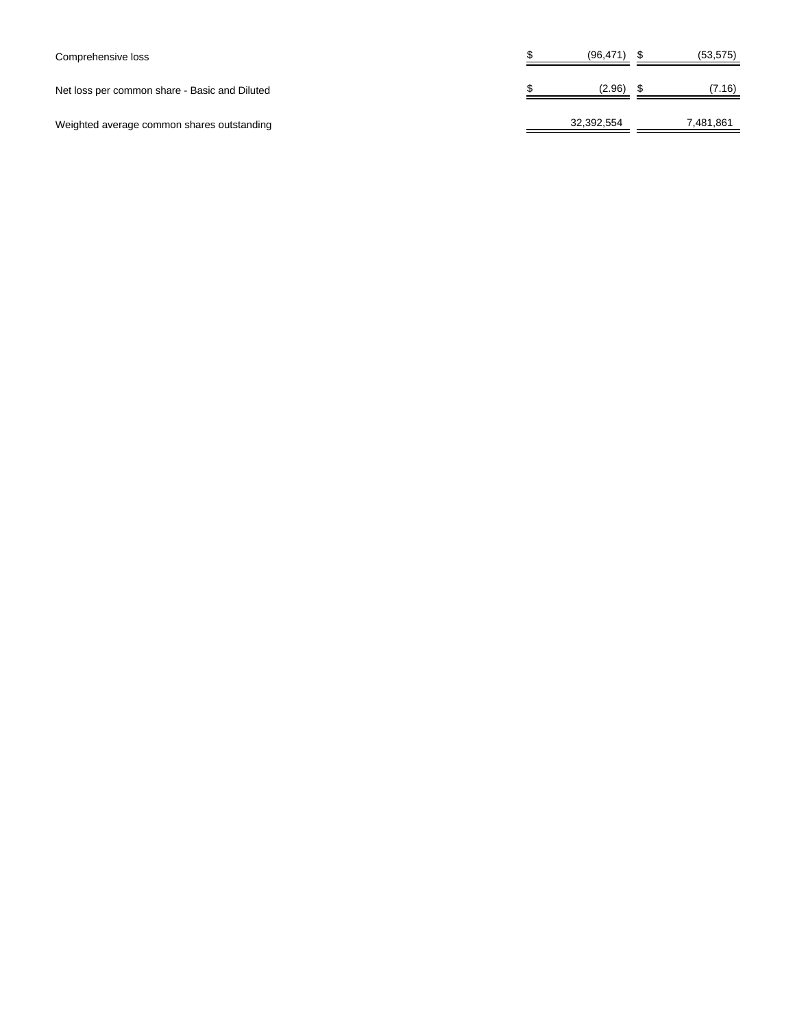| | | |
|---|---|---|
| Comprehensive loss | $ (96,471) | $ (53,575) |
| Net loss per common share - Basic and Diluted | $ (2.96) | $ (7.16) |
| Weighted average common shares outstanding | 32,392,554 | 7,481,861 |